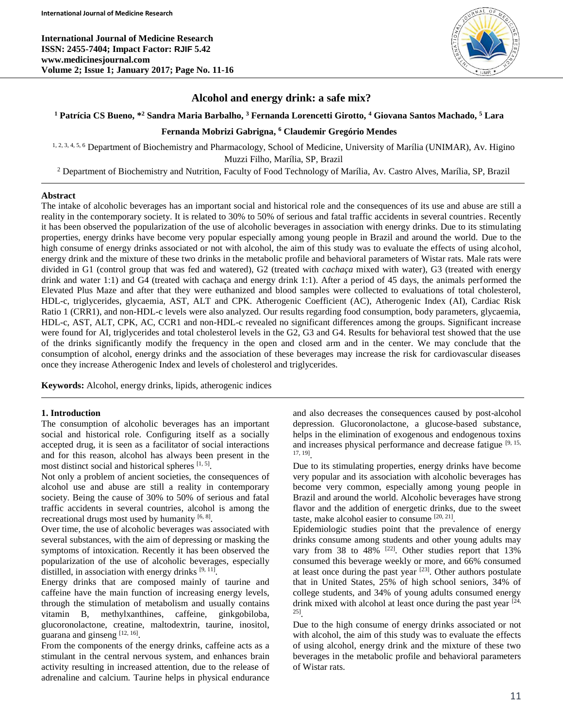# Alcohol and energy drink: a safe mix?

[1] Patrícia CS Bueno, *[2] Sandra Maria Barbalho, [3] Fernanda Lorencetti Girotto, [4] Giovana Santos Machado, [5] Lara Fernanda Mobrizi Gabrigna, [6] Claudemir Gregório Mendes

[1, 2, 3, 4, 5, 6] Department of Biochemistry and Pharmacology, School of Medicine, University of Marília (UNIMAR), Av. Higino Muzzi Filho, Marília, SP, Brazil

[2] Department of Biochemistry and Nutrition, Faculty of Food Technology of Marília, Av. Castro Alves, Marília, SP, Brazil

## Abstract

The intake of alcoholic beverages has an important social and historical role and the consequences of its use and abuse are still a reality in the contemporary society. It is related to 30% to 50% of serious and fatal traffic accidents in several countries. Recently it has been observed the popularization of the use of alcoholic beverages in association with energy drinks. Due to its stimulating properties, energy drinks have become very popular especially among young people in Brazil and around the world. Due to the high consume of energy drinks associated or not with alcohol, the aim of this study was to evaluate the effects of using alcohol, energy drink and the mixture of these two drinks in the metabolic profile and behavioral parameters of Wistar rats. Male rats were divided in G1 (control group that was fed and watered), G2 (treated with *cachaça* mixed with water), G3 (treated with energy drink and water 1:1) and G4 (treated with cachaça and energy drink 1:1). After a period of 45 days, the animals performed the Elevated Plus Maze and after that they were euthanized and blood samples were collected to evaluations of total cholesterol, HDL-c, triglycerides, glycaemia, AST, ALT and CPK. Atherogenic Coefficient (AC), Atherogenic Index (AI), Cardiac Risk Ratio 1 (CRR1), and non-HDL-c levels were also analyzed. Our results regarding food consumption, body parameters, glycaemia, HDL-c, AST, ALT, CPK, AC, CCR1 and non-HDL-c revealed no significant differences among the groups. Significant increase were found for AI, triglycerides and total cholesterol levels in the G2, G3 and G4. Results for behavioral test showed that the use of the drinks significantly modify the frequency in the open and closed arm and in the center. We may conclude that the consumption of alcohol, energy drinks and the association of these beverages may increase the risk for cardiovascular diseases once they increase Atherogenic Index and levels of cholesterol and triglycerides.

**Keywords:** Alcohol, energy drinks, lipids, atherogenic indices

## 1. Introduction

The consumption of alcoholic beverages has an important social and historical role. Configuring itself as a socially accepted drug, it is seen as a facilitator of social interactions and for this reason, alcohol has always been present in the most distinct social and historical spheres [1, 5].

Not only a problem of ancient societies, the consequences of alcohol use and abuse are still a reality in contemporary society. Being the cause of 30% to 50% of serious and fatal traffic accidents in several countries, alcohol is among the recreational drugs most used by humanity [6, 8].

Over time, the use of alcoholic beverages was associated with several substances, with the aim of depressing or masking the symptoms of intoxication. Recently it has been observed the popularization of the use of alcoholic beverages, especially distilled, in association with energy drinks [9, 11].

Energy drinks that are composed mainly of taurine and caffeine have the main function of increasing energy levels, through the stimulation of metabolism and usually contains vitamin B, methylxanthines, caffeine, ginkgobiloba, glucoronolactone, creatine, maltodextrin, taurine, inositol, guarana and ginseng [12, 16].

From the components of the energy drinks, caffeine acts as a stimulant in the central nervous system, and enhances brain activity resulting in increased attention, due to the release of adrenaline and calcium. Taurine helps in physical endurance and also decreases the consequences caused by post-alcohol depression. Glucoronolactone, a glucose-based substance, helps in the elimination of exogenous and endogenous toxins and increases physical performance and decrease fatigue [9, 15, 17, 19].

Due to its stimulating properties, energy drinks have become very popular and its association with alcoholic beverages has become very common, especially among young people in Brazil and around the world. Alcoholic beverages have strong flavor and the addition of energetic drinks, due to the sweet taste, make alcohol easier to consume [20, 21].

Epidemiologic studies point that the prevalence of energy drinks consume among students and other young adults may vary from 38 to 48% [22]. Other studies report that 13% consumed this beverage weekly or more, and 66% consumed at least once during the past year [23]. Other authors postulate that in United States, 25% of high school seniors, 34% of college students, and 34% of young adults consumed energy drink mixed with alcohol at least once during the past year [24, 25].

Due to the high consume of energy drinks associated or not with alcohol, the aim of this study was to evaluate the effects of using alcohol, energy drink and the mixture of these two beverages in the metabolic profile and behavioral parameters of Wistar rats.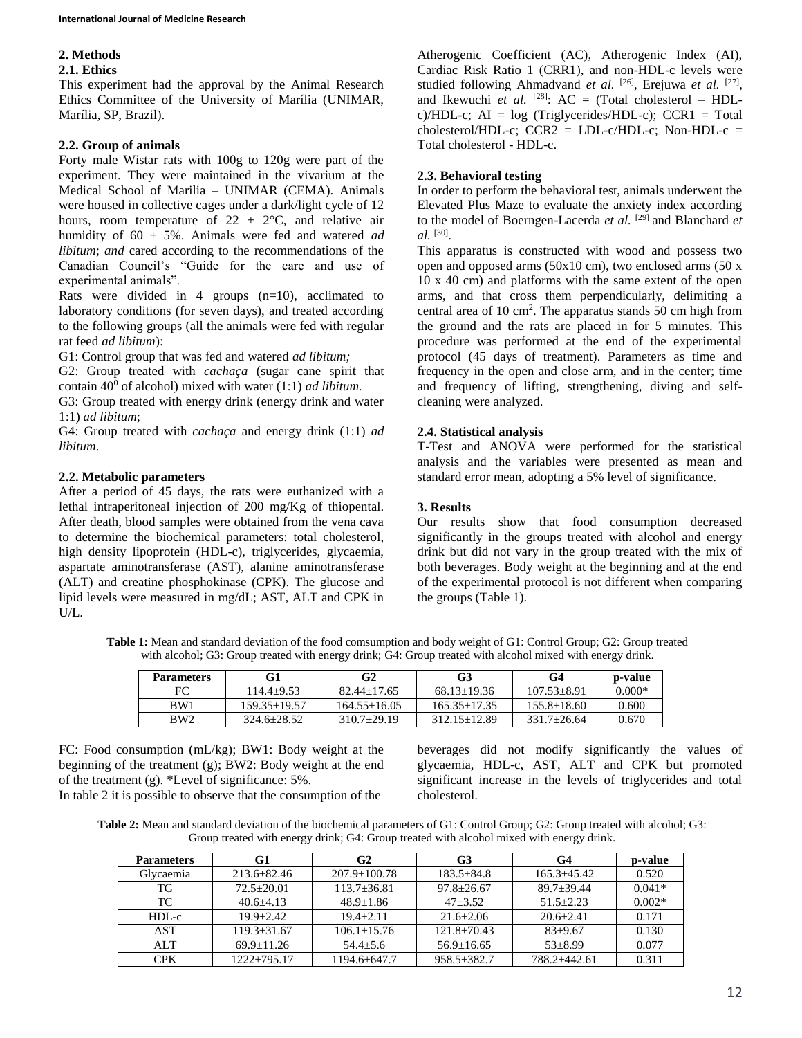## 2. Methods

### 2.1. Ethics

This experiment had the approval by the Animal Research Ethics Committee of the University of Marília (UNIMAR, Marília, SP, Brazil).

### 2.2. Group of animals

Forty male Wistar rats with 100g to 120g were part of the experiment. They were maintained in the vivarium at the Medical School of Marilia – UNIMAR (CEMA). Animals were housed in collective cages under a dark/light cycle of 12 hours, room temperature of 22 ± 2°C, and relative air humidity of 60 ± 5%. Animals were fed and watered *ad libitum*; *and* cared according to the recommendations of the Canadian Council's "Guide for the care and use of experimental animals".

Rats were divided in 4 groups (n=10), acclimated to laboratory conditions (for seven days), and treated according to the following groups (all the animals were fed with regular rat feed *ad libitum*):

G1: Control group that was fed and watered *ad libitum;*

G2: Group treated with *cachaça* (sugar cane spirit that contain $40^0$ of alcohol) mixed with water (1:1) *ad libitum.*

G3: Group treated with energy drink (energy drink and water 1:1) *ad libitum*;

G4: Group treated with *cachaça* and energy drink (1:1) *ad libitum*.

### 2.2. Metabolic parameters

After a period of 45 days, the rats were euthanized with a lethal intraperitoneal injection of 200 mg/Kg of thiopental. After death, blood samples were obtained from the vena cava to determine the biochemical parameters: total cholesterol, high density lipoprotein (HDL-c), triglycerides, glycaemia, aspartate aminotransferase (AST), alanine aminotransferase (ALT) and creatine phosphokinase (CPK). The glucose and lipid levels were measured in mg/dL; AST, ALT and CPK in U/L.

Atherogenic Coefficient (AC), Atherogenic Index (AI), Cardiac Risk Ratio 1 (CRR1), and non-HDL-c levels were studied following Ahmadvand *et al.* [26], Erejuwa *et al.* [27], and Ikewuchi *et al.* [28]: AC = (Total cholesterol – HDL-c)/HDL-c; AI = log (Triglycerides/HDL-c); CCR1 = Total cholesterol/HDL-c; CCR2 = LDL-c/HDL-c; Non-HDL-c = Total cholesterol - HDL-c.

### 2.3. Behavioral testing

In order to perform the behavioral test, animals underwent the Elevated Plus Maze to evaluate the anxiety index according to the model of Boerngen-Lacerda *et al.* [29] and Blanchard *et al.* [30].

This apparatus is constructed with wood and possess two open and opposed arms (50x10 cm), two enclosed arms (50 x 10 x 40 cm) and platforms with the same extent of the open arms, and that cross them perpendicularly, delimiting a central area of 10 $cm^2$. The apparatus stands 50 cm high from the ground and the rats are placed in for 5 minutes. This procedure was performed at the end of the experimental protocol (45 days of treatment). Parameters as time and frequency in the open and close arm, and in the center; time and frequency of lifting, strengthening, diving and self-cleaning were analyzed.

### 2.4. Statistical analysis

T-Test and ANOVA were performed for the statistical analysis and the variables were presented as mean and standard error mean, adopting a 5% level of significance.

## 3. Results

Our results show that food consumption decreased significantly in the groups treated with alcohol and energy drink but did not vary in the group treated with the mix of both beverages. Body weight at the beginning and at the end of the experimental protocol is not different when comparing the groups (Table 1).

**Table 1:** Mean and standard deviation of the food comsumption and body weight of G1: Control Group; G2: Group treated with alcohol; G3: Group treated with energy drink; G4: Group treated with alcohol mixed with energy drink.

| Parameters | G1 | G2 | G3 | G4 | p-value |
|---|---|---|---|---|---|
| FC | 114.4±9.53 | 82.44±17.65 | 68.13±19.36 | 107.53±8.91 | 0.000* |
| BW1 | 159.35±19.57 | 164.55±16.05 | 165.35±17.35 | 155.8±18.60 | 0.600 |
| BW2 | 324.6±28.52 | 310.7±29.19 | 312.15±12.89 | 331.7±26.64 | 0.670 |

FC: Food consumption (mL/kg); BW1: Body weight at the beginning of the treatment (g); BW2: Body weight at the end of the treatment (g). *Level of significance: 5%.

In table 2 it is possible to observe that the consumption of the beverages did not modify significantly the values of glycaemia, HDL-c, AST, ALT and CPK but promoted significant increase in the levels of triglycerides and total cholesterol.

**Table 2:** Mean and standard deviation of the biochemical parameters of G1: Control Group; G2: Group treated with alcohol; G3: Group treated with energy drink; G4: Group treated with alcohol mixed with energy drink.

| Parameters | G1 | G2 | G3 | G4 | p-value |
|---|---|---|---|---|---|
| Glycaemia | 213.6±82.46 | 207.9±100.78 | 183.5±84.8 | 165.3±45.42 | 0.520 |
| TG | 72.5±20.01 | 113.7±36.81 | 97.8±26.67 | 89.7±39.44 | 0.041* |
| TC | 40.6±4.13 | 48.9±1.86 | 47±3.52 | 51.5±2.23 | 0.002* |
| HDL-c | 19.9±2.42 | 19.4±2.11 | 21.6±2.06 | 20.6±2.41 | 0.171 |
| AST | 119.3±31.67 | 106.1±15.76 | 121.8±70.43 | 83±9.67 | 0.130 |
| ALT | 69.9±11.26 | 54.4±5.6 | 56.9±16.65 | 53±8.99 | 0.077 |
| CPK | 1222±795.17 | 1194.6±647.7 | 958.5±382.7 | 788.2±442.61 | 0.311 |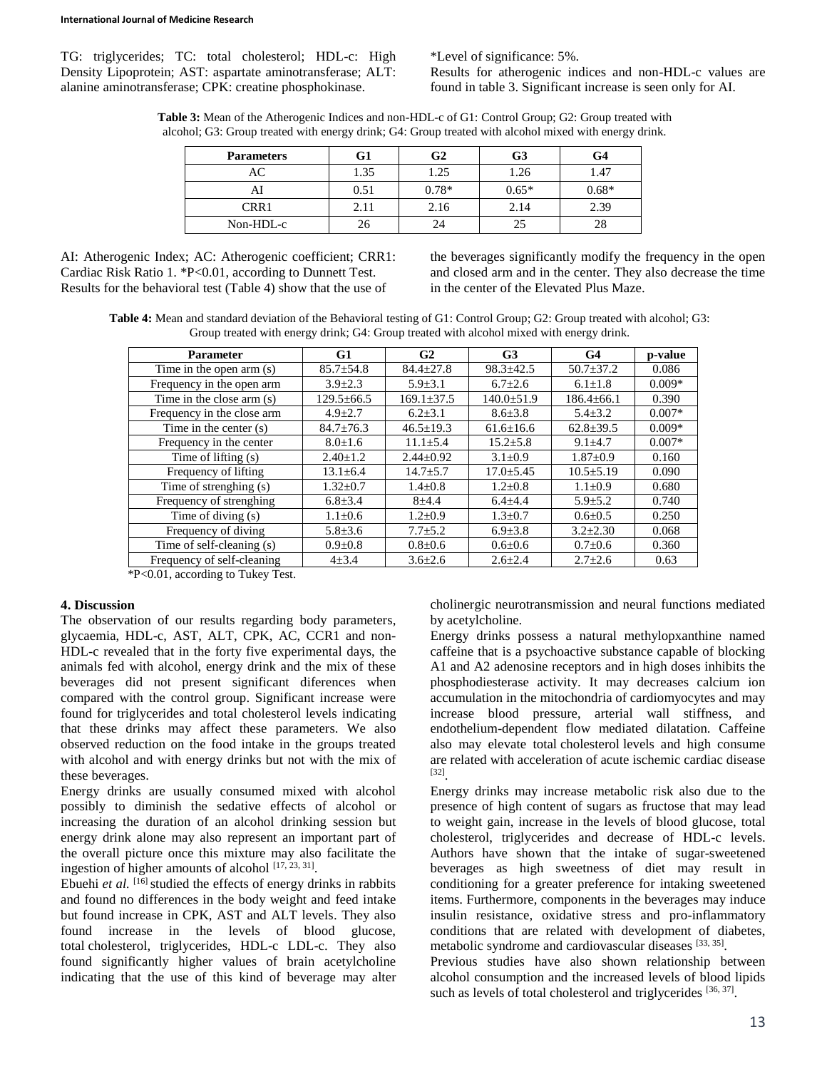TG: triglycerides; TC: total cholesterol; HDL-c: High Density Lipoprotein; AST: aspartate aminotransferase; ALT: alanine aminotransferase; CPK: creatine phosphokinase.

*Level of significance: 5%.

Results for atherogenic indices and non-HDL-c values are found in table 3. Significant increase is seen only for AI.

**Table 3:** Mean of the Atherogenic Indices and non-HDL-c of G1: Control Group; G2: Group treated with alcohol; G3: Group treated with energy drink; G4: Group treated with alcohol mixed with energy drink.

| Parameters | G1 | G2 | G3 | G4 |
|---|---|---|---|---|
| AC | 1.35 | 1.25 | 1.26 | 1.47 |
| AI | 0.51 | 0.78* | 0.65* | 0.68* |
| CRR1 | 2.11 | 2.16 | 2.14 | 2.39 |
| Non-HDL-c | 26 | 24 | 25 | 28 |

AI: Atherogenic Index; AC: Atherogenic coefficient; CRR1: Cardiac Risk Ratio 1. *P<0.01, according to Dunnett Test.

Results for the behavioral test (Table 4) show that the use of the beverages significantly modify the frequency in the open and closed arm and in the center. They also decrease the time in the center of the Elevated Plus Maze.

**Table 4:** Mean and standard deviation of the Behavioral testing of G1: Control Group; G2: Group treated with alcohol; G3: Group treated with energy drink; G4: Group treated with alcohol mixed with energy drink.

| Parameter | G1 | G2 | G3 | G4 | p-value |
|---|---|---|---|---|---|
| Time in the open arm (s) | 85.7±54.8 | 84.4±27.8 | 98.3±42.5 | 50.7±37.2 | 0.086 |
| Frequency in the open arm | 3.9±2.3 | 5.9±3.1 | 6.7±2.6 | 6.1±1.8 | 0.009* |
| Time in the close arm (s) | 129.5±66.5 | 169.1±37.5 | 140.0±51.9 | 186.4±66.1 | 0.390 |
| Frequency in the close arm | 4.9±2.7 | 6.2±3.1 | 8.6±3.8 | 5.4±3.2 | 0.007* |
| Time in the center (s) | 84.7±76.3 | 46.5±19.3 | 61.6±16.6 | 62.8±39.5 | 0.009* |
| Frequency in the center | 8.0±1.6 | 11.1±5.4 | 15.2±5.8 | 9.1±4.7 | 0.007* |
| Time of lifting (s) | 2.40±1.2 | 2.44±0.92 | 3.1±0.9 | 1.87±0.9 | 0.160 |
| Frequency of lifting | 13.1±6.4 | 14.7±5.7 | 17.0±5.45 | 10.5±5.19 | 0.090 |
| Time of strenghing (s) | 1.32±0.7 | 1.4±0.8 | 1.2±0.8 | 1.1±0.9 | 0.680 |
| Frequency of strenghing | 6.8±3.4 | 8±4.4 | 6.4±4.4 | 5.9±5.2 | 0.740 |
| Time of diving (s) | 1.1±0.6 | 1.2±0.9 | 1.3±0.7 | 0.6±0.5 | 0.250 |
| Frequency of diving | 5.8±3.6 | 7.7±5.2 | 6.9±3.8 | 3.2±2.30 | 0.068 |
| Time of self-cleaning (s) | 0.9±0.8 | 0.8±0.6 | 0.6±0.6 | 0.7±0.6 | 0.360 |
| Frequency of self-cleaning | 4±3.4 | 3.6±2.6 | 2.6±2.4 | 2.7±2.6 | 0.63 |

*P<0.01, according to Tukey Test.

## 4. Discussion

The observation of our results regarding body parameters, glycaemia, HDL-c, AST, ALT, CPK, AC, CCR1 and non-HDL-c revealed that in the forty five experimental days, the animals fed with alcohol, energy drink and the mix of these beverages did not present significant diferences when compared with the control group. Significant increase were found for triglycerides and total cholesterol levels indicating that these drinks may affect these parameters. We also observed reduction on the food intake in the groups treated with alcohol and with energy drinks but not with the mix of these beverages.

Energy drinks are usually consumed mixed with alcohol possibly to diminish the sedative effects of alcohol or increasing the duration of an alcohol drinking session but energy drink alone may also represent an important part of the overall picture once this mixture may also facilitate the ingestion of higher amounts of alcohol [17, 23, 31].

Ebuehi *et al.* [16] studied the effects of energy drinks in rabbits and found no differences in the body weight and feed intake but found increase in CPK, AST and ALT levels. They also found increase in the levels of blood glucose, total cholesterol, triglycerides, HDL-c LDL-c. They also found significantly higher values of brain acetylcholine indicating that the use of this kind of beverage may alter cholinergic neurotransmission and neural functions mediated by acetylcholine.

Energy drinks possess a natural methylopxanthine named caffeine that is a psychoactive substance capable of blocking A1 and A2 adenosine receptors and in high doses inhibits the phosphodiesterase activity. It may decreases calcium ion accumulation in the mitochondria of cardiomyocytes and may increase blood pressure, arterial wall stiffness, and endothelium-dependent flow mediated dilatation. Caffeine also may elevate total cholesterol levels and high consume are related with acceleration of acute ischemic cardiac disease [32].

Energy drinks may increase metabolic risk also due to the presence of high content of sugars as fructose that may lead to weight gain, increase in the levels of blood glucose, total cholesterol, triglycerides and decrease of HDL-c levels. Authors have shown that the intake of sugar-sweetened beverages as high sweetness of diet may result in conditioning for a greater preference for intaking sweetened items. Furthermore, components in the beverages may induce insulin resistance, oxidative stress and pro-inflammatory conditions that are related with development of diabetes, metabolic syndrome and cardiovascular diseases [33, 35].

Previous studies have also shown relationship between alcohol consumption and the increased levels of blood lipids such as levels of total cholesterol and triglycerides [36, 37].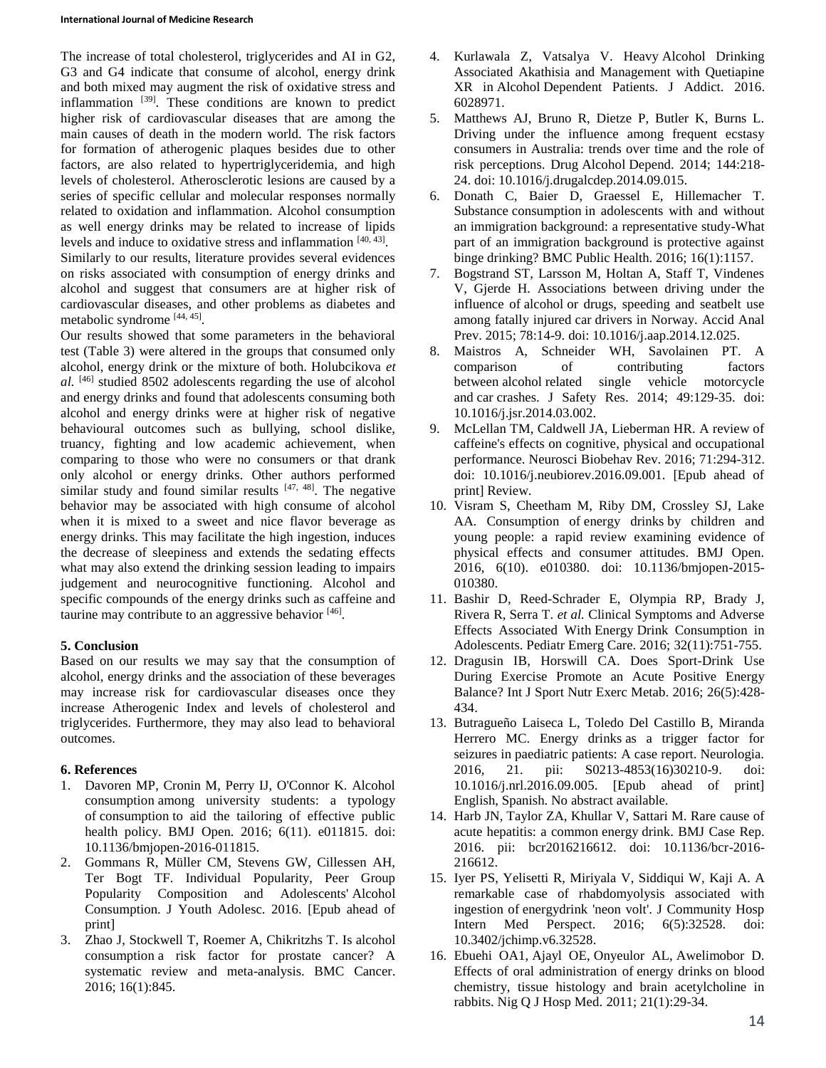The increase of total cholesterol, triglycerides and AI in G2, G3 and G4 indicate that consume of alcohol, energy drink and both mixed may augment the risk of oxidative stress and inflammation [39]. These conditions are known to predict higher risk of cardiovascular diseases that are among the main causes of death in the modern world. The risk factors for formation of atherogenic plaques besides due to other factors, are also related to hypertriglyceridemia, and high levels of cholesterol. Atherosclerotic lesions are caused by a series of specific cellular and molecular responses normally related to oxidation and inflammation. Alcohol consumption as well energy drinks may be related to increase of lipids levels and induce to oxidative stress and inflammation [40, 43].

Similarly to our results, literature provides several evidences on risks associated with consumption of energy drinks and alcohol and suggest that consumers are at higher risk of cardiovascular diseases, and other problems as diabetes and metabolic syndrome [44, 45].

Our results showed that some parameters in the behavioral test (Table 3) were altered in the groups that consumed only alcohol, energy drink or the mixture of both. Holubcikova *et al.* [46] studied 8502 adolescents regarding the use of alcohol and energy drinks and found that adolescents consuming both alcohol and energy drinks were at higher risk of negative behavioural outcomes such as bullying, school dislike, truancy, fighting and low academic achievement, when comparing to those who were no consumers or that drank only alcohol or energy drinks. Other authors performed similar study and found similar results [47, 48]. The negative behavior may be associated with high consume of alcohol when it is mixed to a sweet and nice flavor beverage as energy drinks. This may facilitate the high ingestion, induces the decrease of sleepiness and extends the sedating effects what may also extend the drinking session leading to impairs judgement and neurocognitive functioning. Alcohol and specific compounds of the energy drinks such as caffeine and taurine may contribute to an aggressive behavior [46].

## 5. Conclusion

Based on our results we may say that the consumption of alcohol, energy drinks and the association of these beverages may increase risk for cardiovascular diseases once they increase Atherogenic Index and levels of cholesterol and triglycerides. Furthermore, they may also lead to behavioral outcomes.

## 6. References

1. Davoren MP, Cronin M, Perry IJ, O'Connor K. Alcohol consumption among university students: a typology of consumption to aid the tailoring of effective public health policy. BMJ Open. 2016; 6(11). e011815. doi: 10.1136/bmjopen-2016-011815.
2. Gommans R, Müller CM, Stevens GW, Cillessen AH, Ter Bogt TF. Individual Popularity, Peer Group Popularity Composition and Adolescents' Alcohol Consumption. J Youth Adolesc. 2016. [Epub ahead of print]
3. Zhao J, Stockwell T, Roemer A, Chikritzhs T. Is alcohol consumption a risk factor for prostate cancer? A systematic review and meta-analysis. BMC Cancer. 2016; 16(1):845.
4. Kurlawala Z, Vatsalya V. Heavy Alcohol Drinking Associated Akathisia and Management with Quetiapine XR in Alcohol Dependent Patients. J Addict. 2016. 6028971.
5. Matthews AJ, Bruno R, Dietze P, Butler K, Burns L. Driving under the influence among frequent ecstasy consumers in Australia: trends over time and the role of risk perceptions. Drug Alcohol Depend. 2014; 144:218-24. doi: 10.1016/j.drugalcdep.2014.09.015.
6. Donath C, Baier D, Graessel E, Hillemacher T. Substance consumption in adolescents with and without an immigration background: a representative study-What part of an immigration background is protective against binge drinking? BMC Public Health. 2016; 16(1):1157.
7. Bogstrand ST, Larsson M, Holtan A, Staff T, Vindenes V, Gjerde H. Associations between driving under the influence of alcohol or drugs, speeding and seatbelt use among fatally injured car drivers in Norway. Accid Anal Prev. 2015; 78:14-9. doi: 10.1016/j.aap.2014.12.025.
8. Maistros A, Schneider WH, Savolainen PT. A comparison of contributing factors between alcohol related single vehicle motorcycle and car crashes. J Safety Res. 2014; 49:129-35. doi: 10.1016/j.jsr.2014.03.002.
9. McLellan TM, Caldwell JA, Lieberman HR. A review of caffeine's effects on cognitive, physical and occupational performance. Neurosci Biobehav Rev. 2016; 71:294-312. doi: 10.1016/j.neubiorev.2016.09.001. [Epub ahead of print] Review.
10. Visram S, Cheetham M, Riby DM, Crossley SJ, Lake AA. Consumption of energy drinks by children and young people: a rapid review examining evidence of physical effects and consumer attitudes. BMJ Open. 2016, 6(10). e010380. doi: 10.1136/bmjopen-2015-010380.
11. Bashir D, Reed-Schrader E, Olympia RP, Brady J, Rivera R, Serra T. *et al.* Clinical Symptoms and Adverse Effects Associated With Energy Drink Consumption in Adolescents. Pediatr Emerg Care. 2016; 32(11):751-755.
12. Dragusin IB, Horswill CA. Does Sport-Drink Use During Exercise Promote an Acute Positive Energy Balance? Int J Sport Nutr Exerc Metab. 2016; 26(5):428-434.
13. Butragueño Laiseca L, Toledo Del Castillo B, Miranda Herrero MC. Energy drinks as a trigger factor for seizures in paediatric patients: A case report. Neurologia. 2016, 21. pii: S0213-4853(16)30210-9. doi: 10.1016/j.nrl.2016.09.005. [Epub ahead of print] English, Spanish. No abstract available.
14. Harb JN, Taylor ZA, Khullar V, Sattari M. Rare cause of acute hepatitis: a common energy drink. BMJ Case Rep. 2016. pii: bcr2016216612. doi: 10.1136/bcr-2016-216612.
15. Iyer PS, Yelisetti R, Miriyala V, Siddiqui W, Kaji A. A remarkable case of rhabdomyolysis associated with ingestion of energydrink 'neon volt'. J Community Hosp Intern Med Perspect. 2016; 6(5):32528. doi: 10.3402/jchimp.v6.32528.
16. Ebuehi OA1, Ajayl OE, Onyeulor AL, Awelimobor D. Effects of oral administration of energy drinks on blood chemistry, tissue histology and brain acetylcholine in rabbits. Nig Q J Hosp Med. 2011; 21(1):29-34.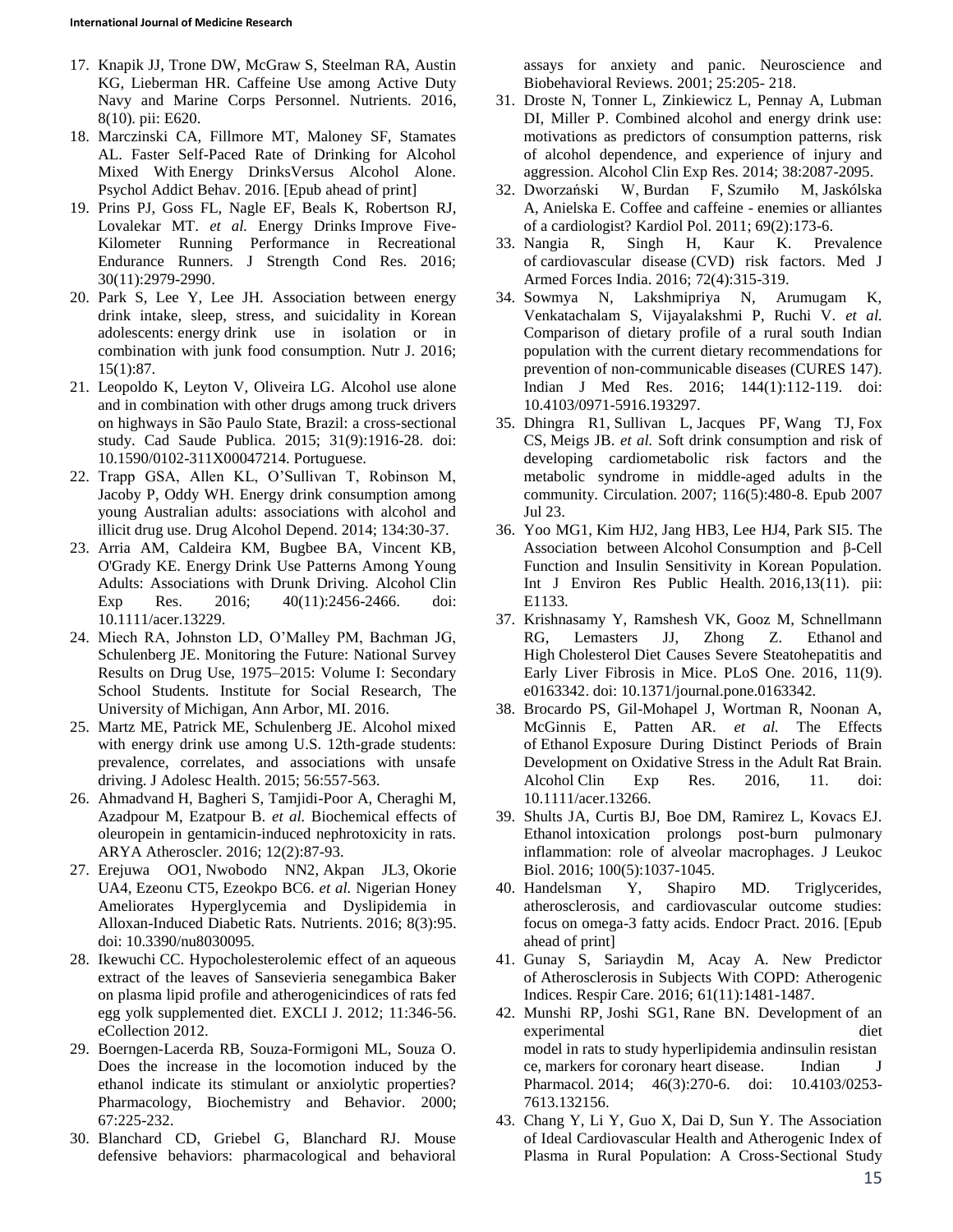17. Knapik JJ, Trone DW, McGraw S, Steelman RA, Austin KG, Lieberman HR. Caffeine Use among Active Duty Navy and Marine Corps Personnel. Nutrients. 2016, 8(10). pii: E620.
18. Marczinski CA, Fillmore MT, Maloney SF, Stamates AL. Faster Self-Paced Rate of Drinking for Alcohol Mixed With Energy DrinksVersus Alcohol Alone. Psychol Addict Behav. 2016. [Epub ahead of print]
19. Prins PJ, Goss FL, Nagle EF, Beals K, Robertson RJ, Lovalekar MT. *et al.* Energy Drinks Improve Five-Kilometer Running Performance in Recreational Endurance Runners. J Strength Cond Res. 2016; 30(11):2979-2990.
20. Park S, Lee Y, Lee JH. Association between energy drink intake, sleep, stress, and suicidality in Korean adolescents: energy drink use in isolation or in combination with junk food consumption. Nutr J. 2016; 15(1):87.
21. Leopoldo K, Leyton V, Oliveira LG. Alcohol use alone and in combination with other drugs among truck drivers on highways in São Paulo State, Brazil: a cross-sectional study. Cad Saude Publica. 2015; 31(9):1916-28. doi: 10.1590/0102-311X00047214. Portuguese.
22. Trapp GSA, Allen KL, O'Sullivan T, Robinson M, Jacoby P, Oddy WH. Energy drink consumption among young Australian adults: associations with alcohol and illicit drug use. Drug Alcohol Depend. 2014; 134:30-37.
23. Arria AM, Caldeira KM, Bugbee BA, Vincent KB, O'Grady KE. Energy Drink Use Patterns Among Young Adults: Associations with Drunk Driving. Alcohol Clin Exp Res. 2016; 40(11):2456-2466. doi: 10.1111/acer.13229.
24. Miech RA, Johnston LD, O'Malley PM, Bachman JG, Schulenberg JE. Monitoring the Future: National Survey Results on Drug Use, 1975–2015: Volume I: Secondary School Students. Institute for Social Research, The University of Michigan, Ann Arbor, MI. 2016.
25. Martz ME, Patrick ME, Schulenberg JE. Alcohol mixed with energy drink use among U.S. 12th-grade students: prevalence, correlates, and associations with unsafe driving. J Adolesc Health. 2015; 56:557-563.
26. Ahmadvand H, Bagheri S, Tamjidi-Poor A, Cheraghi M, Azadpour M, Ezatpour B. *et al.* Biochemical effects of oleuropein in gentamicin-induced nephrotoxicity in rats. ARYA Atheroscler. 2016; 12(2):87-93.
27. Erejuwa OO1, Nwobodo NN2, Akpan JL3, Okorie UA4, Ezeonu CT5, Ezeokpo BC6. *et al.* Nigerian Honey Ameliorates Hyperglycemia and Dyslipidemia in Alloxan-Induced Diabetic Rats. Nutrients. 2016; 8(3):95. doi: 10.3390/nu8030095.
28. Ikewuchi CC. Hypocholesterolemic effect of an aqueous extract of the leaves of Sansevieria senegambica Baker on plasma lipid profile and atherogenicindices of rats fed egg yolk supplemented diet. EXCLI J. 2012; 11:346-56. eCollection 2012.
29. Boerngen-Lacerda RB, Souza-Formigoni ML, Souza O. Does the increase in the locomotion induced by the ethanol indicate its stimulant or anxiolytic properties? Pharmacology, Biochemistry and Behavior. 2000; 67:225-232.
30. Blanchard CD, Griebel G, Blanchard RJ. Mouse defensive behaviors: pharmacological and behavioral assays for anxiety and panic. Neuroscience and Biobehavioral Reviews. 2001; 25:205- 218.
31. Droste N, Tonner L, Zinkiewicz L, Pennay A, Lubman DI, Miller P. Combined alcohol and energy drink use: motivations as predictors of consumption patterns, risk of alcohol dependence, and experience of injury and aggression. Alcohol Clin Exp Res. 2014; 38:2087-2095.
32. Dworzański W, Burdan F, Szumiło M, Jaskólska A, Anielska E. Coffee and caffeine - enemies or alliantes of a cardiologist? Kardiol Pol. 2011; 69(2):173-6.
33. Nangia R, Singh H, Kaur K. Prevalence of cardiovascular disease (CVD) risk factors. Med J Armed Forces India. 2016; 72(4):315-319.
34. Sowmya N, Lakshmipriya N, Arumugam K, Venkatachalam S, Vijayalakshmi P, Ruchi V. *et al.* Comparison of dietary profile of a rural south Indian population with the current dietary recommendations for prevention of non-communicable diseases (CURES 147). Indian J Med Res. 2016; 144(1):112-119. doi: 10.4103/0971-5916.193297.
35. Dhingra R1, Sullivan L, Jacques PF, Wang TJ, Fox CS, Meigs JB. *et al.* Soft drink consumption and risk of developing cardiometabolic risk factors and the metabolic syndrome in middle-aged adults in the community. Circulation. 2007; 116(5):480-8. Epub 2007 Jul 23.
36. Yoo MG1, Kim HJ2, Jang HB3, Lee HJ4, Park SI5. The Association between Alcohol Consumption and β-Cell Function and Insulin Sensitivity in Korean Population. Int J Environ Res Public Health. 2016,13(11). pii: E1133.
37. Krishnasamy Y, Ramshesh VK, Gooz M, Schnellmann RG, Lemasters JJ, Zhong Z. Ethanol and High Cholesterol Diet Causes Severe Steatohepatitis and Early Liver Fibrosis in Mice. PLoS One. 2016, 11(9). e0163342. doi: 10.1371/journal.pone.0163342.
38. Brocardo PS, Gil-Mohapel J, Wortman R, Noonan A, McGinnis E, Patten AR. *et al.* The Effects of Ethanol Exposure During Distinct Periods of Brain Development on Oxidative Stress in the Adult Rat Brain. Alcohol Clin Exp Res. 2016, 11. doi: 10.1111/acer.13266.
39. Shults JA, Curtis BJ, Boe DM, Ramirez L, Kovacs EJ. Ethanol intoxication prolongs post-burn pulmonary inflammation: role of alveolar macrophages. J Leukoc Biol. 2016; 100(5):1037-1045.
40. Handelsman Y, Shapiro MD. Triglycerides, atherosclerosis, and cardiovascular outcome studies: focus on omega-3 fatty acids. Endocr Pract. 2016. [Epub ahead of print]
41. Gunay S, Sariaydin M, Acay A. New Predictor of Atherosclerosis in Subjects With COPD: Atherogenic Indices. Respir Care. 2016; 61(11):1481-1487.
42. Munshi RP, Joshi SG1, Rane BN. Development of an experimental diet model in rats to study hyperlipidemia andinsulin resistance, markers for coronary heart disease. Indian J Pharmacol. 2014; 46(3):270-6. doi: 10.4103/0253-7613.132156.
43. Chang Y, Li Y, Guo X, Dai D, Sun Y. The Association of Ideal Cardiovascular Health and Atherogenic Index of Plasma in Rural Population: A Cross-Sectional Study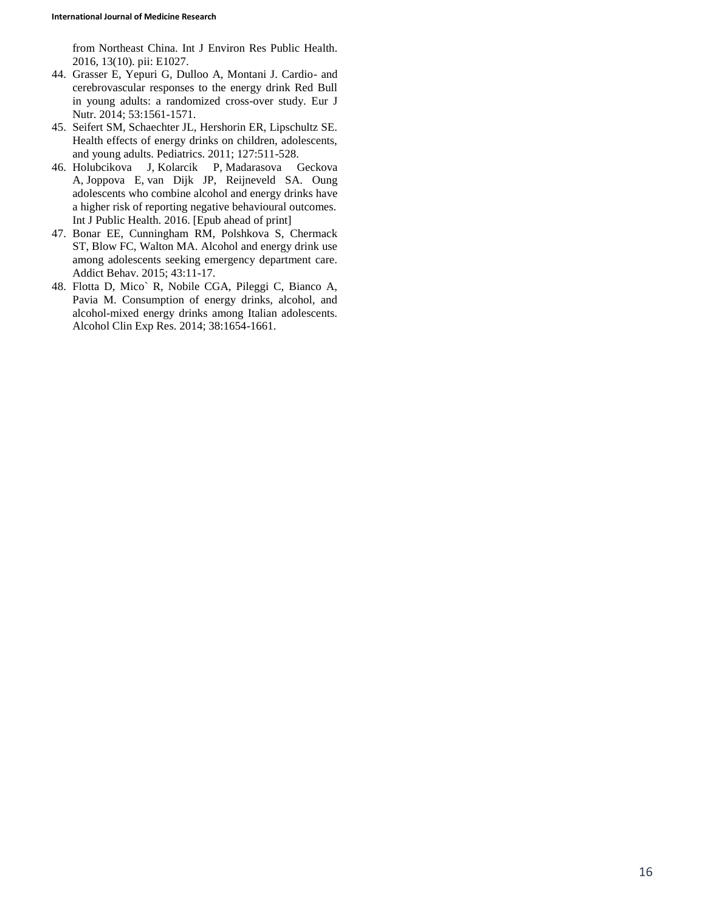from Northeast China. Int J Environ Res Public Health. 2016, 13(10). pii: E1027.

44. Grasser E, Yepuri G, Dulloo A, Montani J. Cardio- and cerebrovascular responses to the energy drink Red Bull in young adults: a randomized cross-over study. Eur J Nutr. 2014; 53:1561-1571.
45. Seifert SM, Schaechter JL, Hershorin ER, Lipschultz SE. Health effects of energy drinks on children, adolescents, and young adults. Pediatrics. 2011; 127:511-528.
46. Holubcikova J, Kolarcik P, Madarasova Geckova A, Joppova E, van Dijk JP, Reijneveld SA. Oung adolescents who combine alcohol and energy drinks have a higher risk of reporting negative behavioural outcomes. Int J Public Health. 2016. [Epub ahead of print]
47. Bonar EE, Cunningham RM, Polshkova S, Chermack ST, Blow FC, Walton MA. Alcohol and energy drink use among adolescents seeking emergency department care. Addict Behav. 2015; 43:11-17.
48. Flotta D, Mico` R, Nobile CGA, Pileggi C, Bianco A, Pavia M. Consumption of energy drinks, alcohol, and alcohol-mixed energy drinks among Italian adolescents. Alcohol Clin Exp Res. 2014; 38:1654-1661.